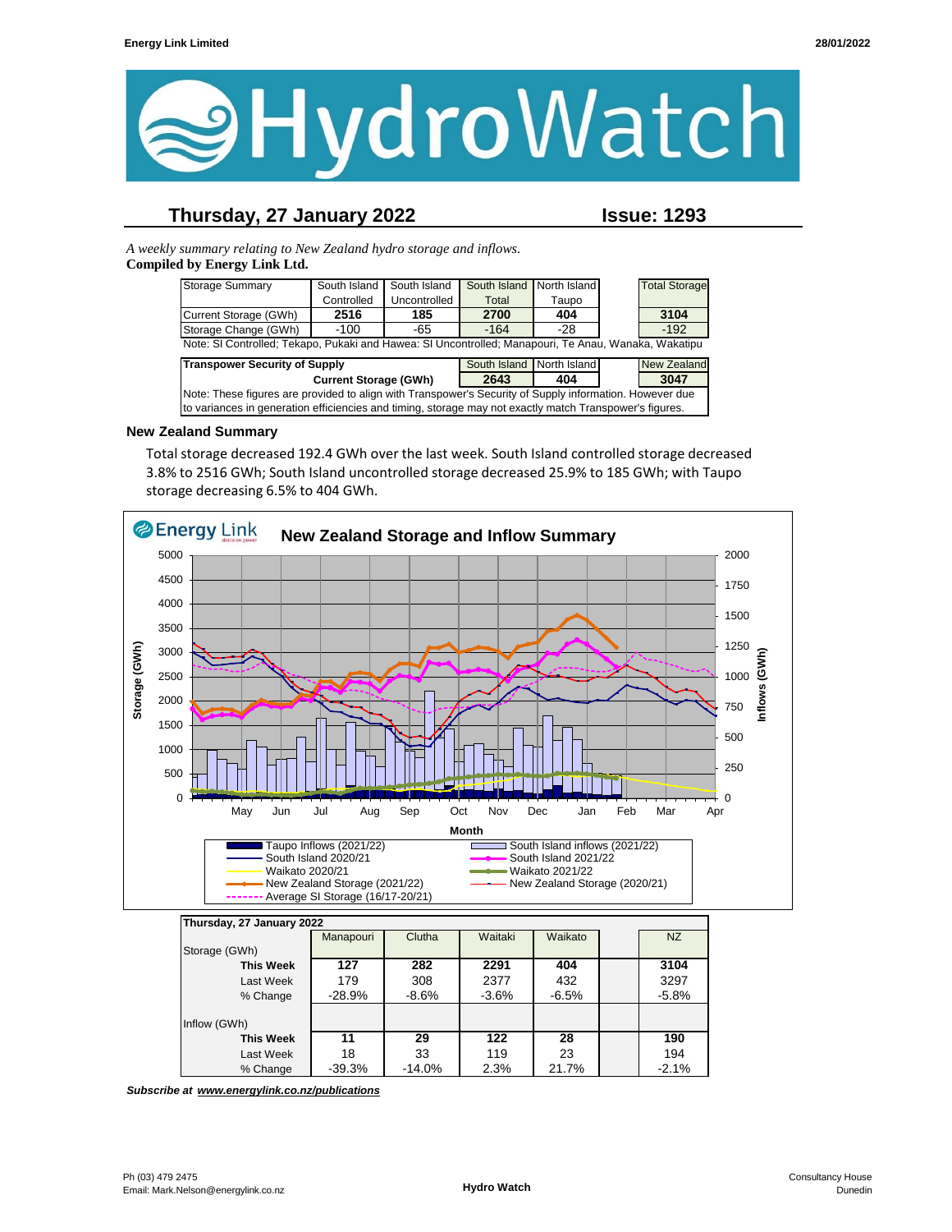# HydroWatch

## Thursday, 27 January 2022 — Issue: 1293

*A weekly summary relating to New Zealand hydro storage and inflows.*
**Compiled by Energy Link Ltd.**

| Storage Summary | South Island Controlled | South Island Uncontrolled | South Island Total | North Island Taupo | | Total Storage |
|---|---|---|---|---|---|---|
| Current Storage (GWh) | **2516** | **185** | **2700** | **404** | | **3104** |
| Storage Change (GWh) | -100 | -65 | -164 | -28 | | -192 |

Note: SI Controlled; Tekapo, Pukaki and Hawea: SI Uncontrolled; Manapouri, Te Anau, Wanaka, Wakatipu

| Transpower Security of Supply | South Island | North Island | | New Zealand |
|---|---|---|---|---|
| Current Storage (GWh) | **2643** | **404** | | **3047** |

Note: These figures are provided to align with Transpower's Security of Supply information. However due to variances in generation efficiencies and timing, storage may not exactly match Transpower's figures.

### New Zealand Summary

Total storage decreased 192.4 GWh over the last week. South Island controlled storage decreased 3.8% to 2516 GWh; South Island uncontrolled storage decreased 25.9% to 185 GWh; with Taupo storage decreasing 6.5% to 404 GWh.

**New Zealand Storage and Inflow Summary**

| Thursday, 27 January 2022 | Manapouri | Clutha | Waitaki | Waikato | | NZ |
|---|---|---|---|---|---|---|
| Storage (GWh) | | | | | | |
| **This Week** | **127** | **282** | **2291** | **404** | | **3104** |
| Last Week | 179 | 308 | 2377 | 432 | | 3297 |
| % Change | -28.9% | -8.6% | -3.6% | -6.5% | | -5.8% |
| Inflow (GWh) | | | | | | |
| **This Week** | **11** | **29** | **122** | **28** | | **190** |
| Last Week | 18 | 33 | 119 | 23 | | 194 |
| % Change | -39.3% | -14.0% | 2.3% | 21.7% | | -2.1% |

***Subscribe at www.energylink.co.nz/publications***

Ph (03) 479 2475
Email: Mark.Nelson@energylink.co.nz

Consultancy House
Dunedin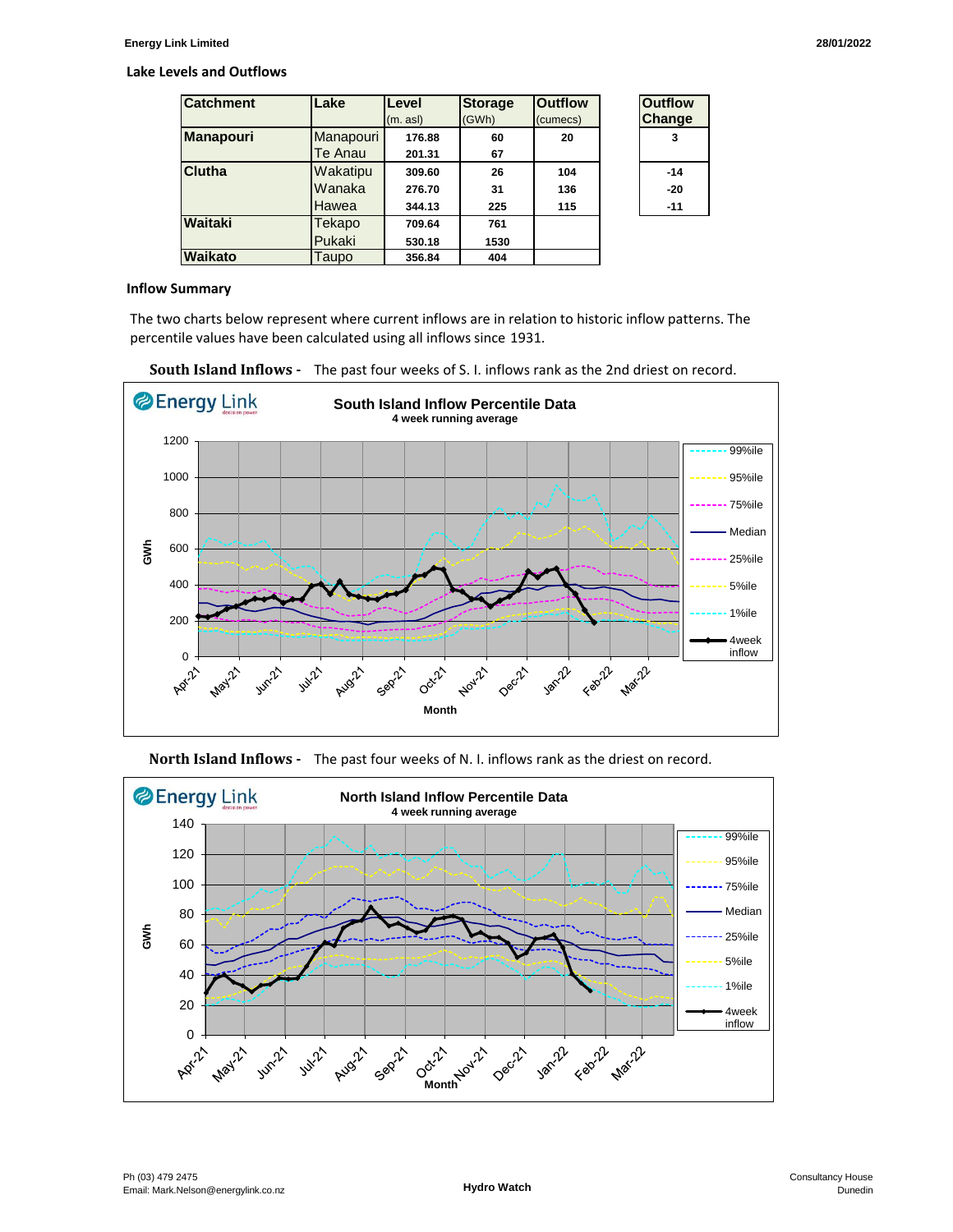## Lake Levels and Outflows

| Catchment | Lake | Level (m. asl) | Storage (GWh) | Outflow (cumecs) | Outflow Change |
|---|---|---|---|---|---|
| Manapouri | Manapouri | 176.88 | 60 | 20 | 3 |
| | Te Anau | 201.31 | 67 | | |
| Clutha | Wakatipu | 309.60 | 26 | 104 | -14 |
| | Wanaka | 276.70 | 31 | 136 | -20 |
| | Hawea | 344.13 | 225 | 115 | -11 |
| Waitaki | Tekapo | 709.64 | 761 | | |
| | Pukaki | 530.18 | 1530 | | |
| Waikato | Taupo | 356.84 | 404 | | |

## Inflow Summary

The two charts below represent where current inflows are in relation to historic inflow patterns. The percentile values have been calculated using all inflows since 1931.

**South Island Inflows -** The past four weeks of S. I. inflows rank as the 2nd driest on record.

**North Island Inflows -** The past four weeks of N. I. inflows rank as the driest on record.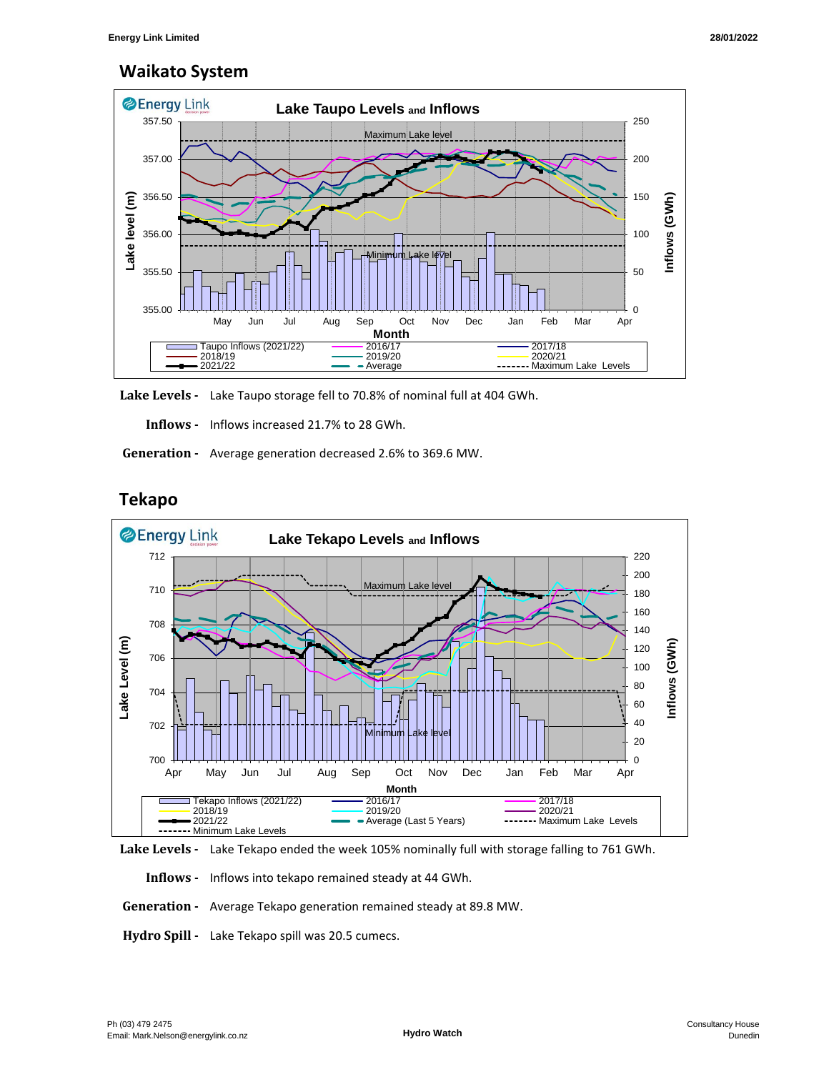## Waikato System

**Lake Levels -** Lake Taupo storage fell to 70.8% of nominal full at 404 GWh.

**Inflows -** Inflows increased 21.7% to 28 GWh.

**Generation -** Average generation decreased 2.6% to 369.6 MW.

## Tekapo

**Lake Levels -** Lake Tekapo ended the week 105% nominally full with storage falling to 761 GWh.

**Inflows -** Inflows into tekapo remained steady at 44 GWh.

**Generation -** Average Tekapo generation remained steady at 89.8 MW.

**Hydro Spill -** Lake Tekapo spill was 20.5 cumecs.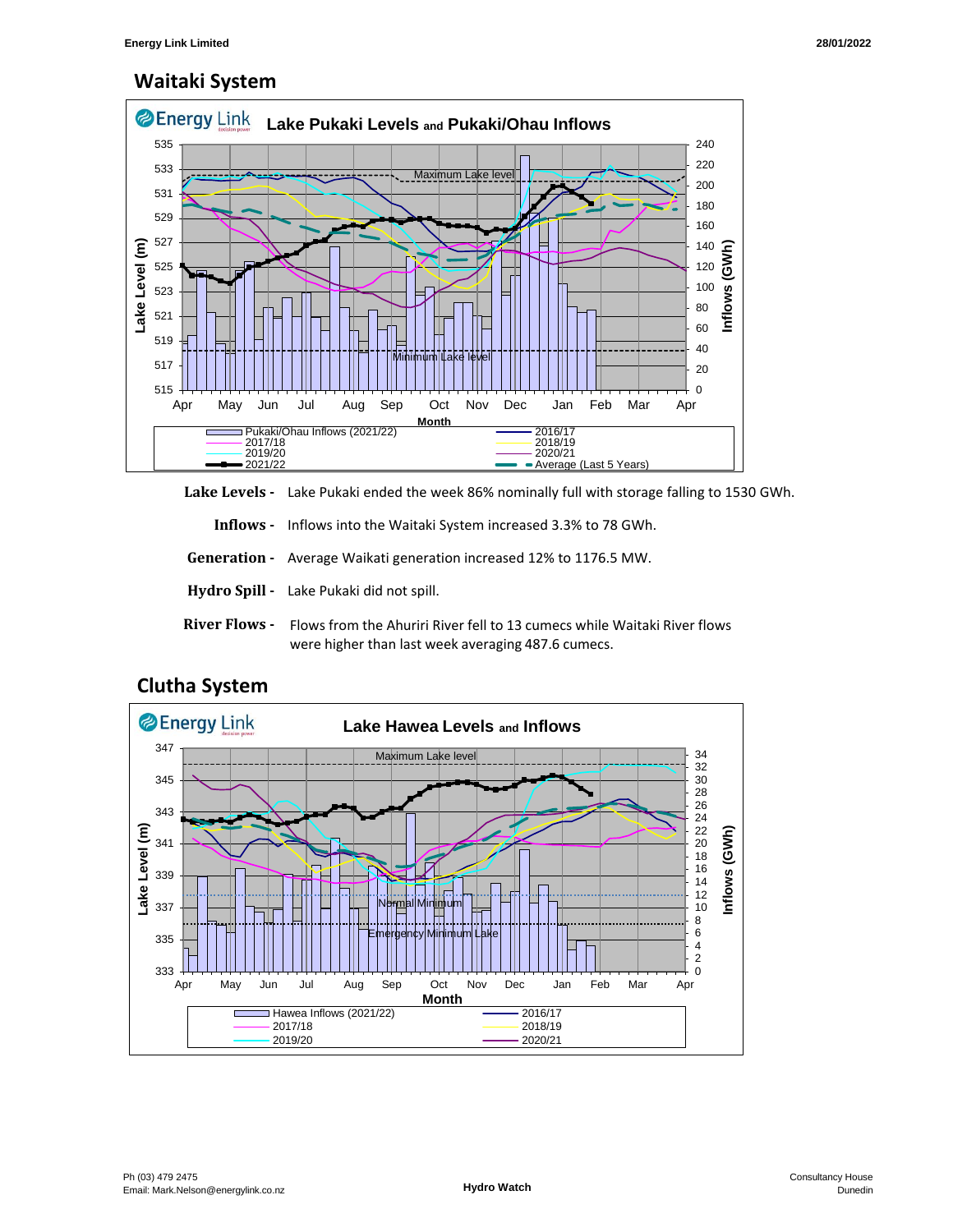## Waitaki System

**Lake Levels -** Lake Pukaki ended the week 86% nominally full with storage falling to 1530 GWh.

**Inflows -** Inflows into the Waitaki System increased 3.3% to 78 GWh.

**Generation -** Average Waikati generation increased 12% to 1176.5 MW.

**Hydro Spill -** Lake Pukaki did not spill.

**River Flows -** Flows from the Ahuriri River fell to 13 cumecs while Waitaki River flows were higher than last week averaging 487.6 cumecs.

## Clutha System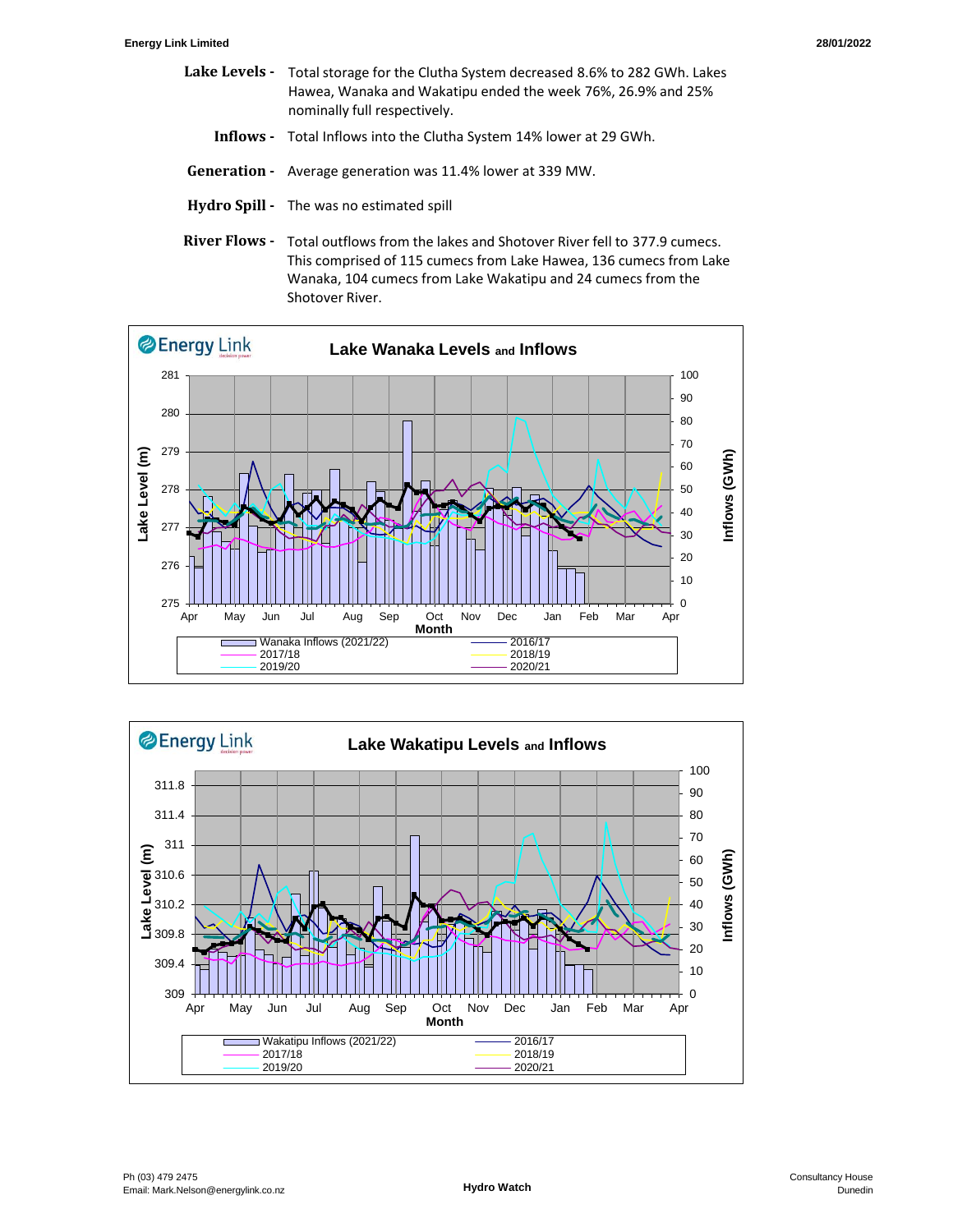**Lake Levels -** Total storage for the Clutha System decreased 8.6% to 282 GWh. Lakes Hawea, Wanaka and Wakatipu ended the week 76%, 26.9% and 25% nominally full respectively.

**Inflows -** Total Inflows into the Clutha System 14% lower at 29 GWh.

**Generation -** Average generation was 11.4% lower at 339 MW.

**Hydro Spill -** The was no estimated spill

**River Flows -** Total outflows from the lakes and Shotover River fell to 377.9 cumecs. This comprised of 115 cumecs from Lake Hawea, 136 cumecs from Lake Wanaka, 104 cumecs from Lake Wakatipu and 24 cumecs from the Shotover River.

**Lake Wanaka Levels and Inflows**

Legend: Wanaka Inflows (2021/22), 2016/17, 2017/18, 2018/19, 2019/20, 2020/21

**Lake Wakatipu Levels and Inflows**

Legend: Wakatipu Inflows (2021/22), 2016/17, 2017/18, 2018/19, 2019/20, 2020/21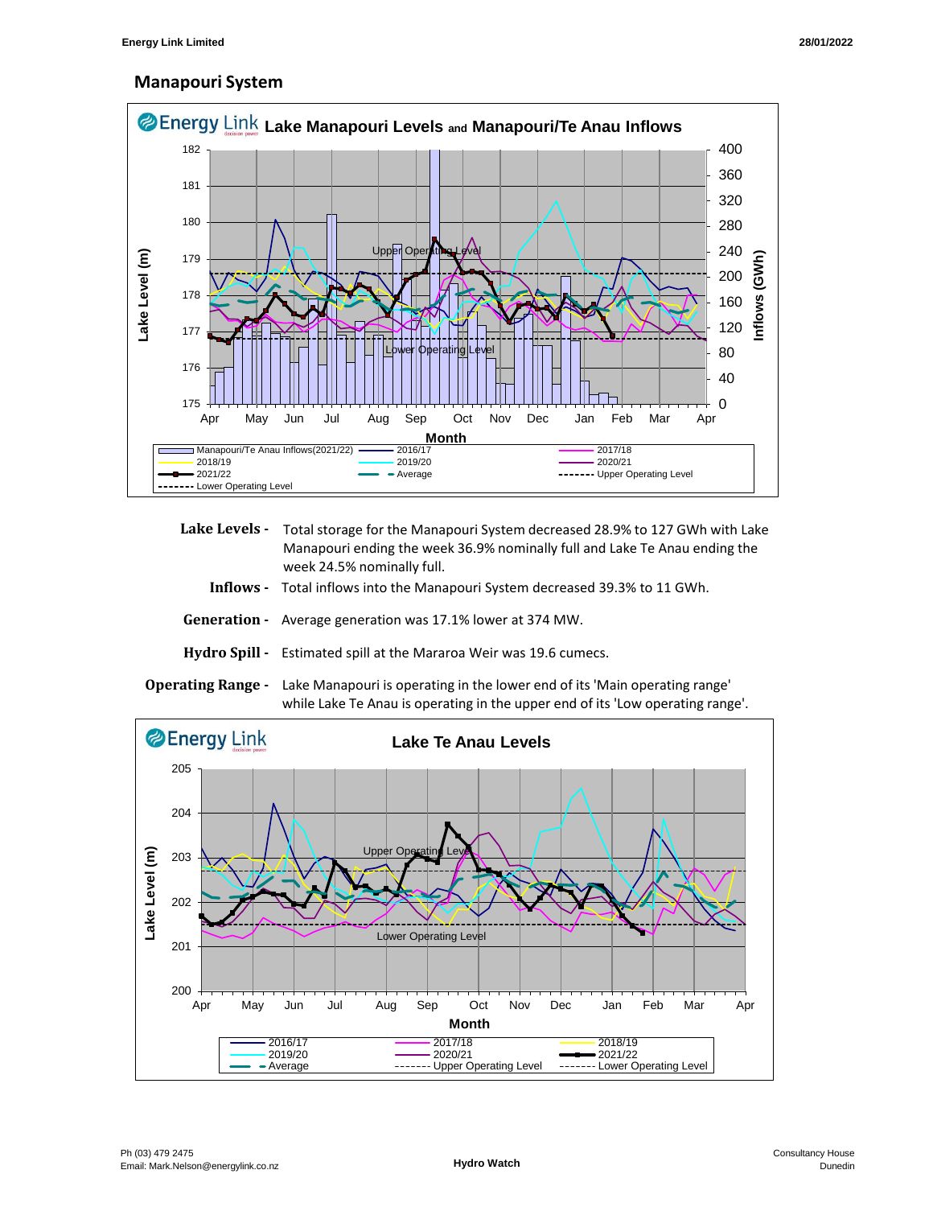## Manapouri System

Energy Link Lake Manapouri Levels and Manapouri/Te Anau Inflows

Lake Level (m)

182
181
180
179
178
177
176
175

Inflows (GWh)

400
360
320
280
240
200
160
120
80
40
0

Apr May Jun Jul Aug Sep Oct Nov Dec Jan Feb Mar Apr

Month

Upper Operating Level

Lower Operating Level

Manapouri/Te Anau Inflows(2021/22)
2016/17
2017/18
2018/19
2019/20
2020/21
2021/22
Average
Upper Operating Level
Lower Operating Level

**Lake Levels -** Total storage for the Manapouri System decreased 28.9% to 127 GWh with Lake Manapouri ending the week 36.9% nominally full and Lake Te Anau ending the week 24.5% nominally full.

**Inflows -** Total inflows into the Manapouri System decreased 39.3% to 11 GWh.

**Generation -** Average generation was 17.1% lower at 374 MW.

**Hydro Spill -** Estimated spill at the Mararoa Weir was 19.6 cumecs.

**Operating Range -** Lake Manapouri is operating in the lower end of its 'Main operating range' while Lake Te Anau is operating in the upper end of its 'Low operating range'.

Energy Link Lake Te Anau Levels

Lake Level (m)

205
204
203
202
201
200

Apr May Jun Jul Aug Sep Oct Nov Dec Jan Feb Mar Apr

Month

Upper Operating Level

Lower Operating Level

2016/17
2017/18
2018/19
2019/20
2020/21
2021/22
Average
Upper Operating Level
Lower Operating Level